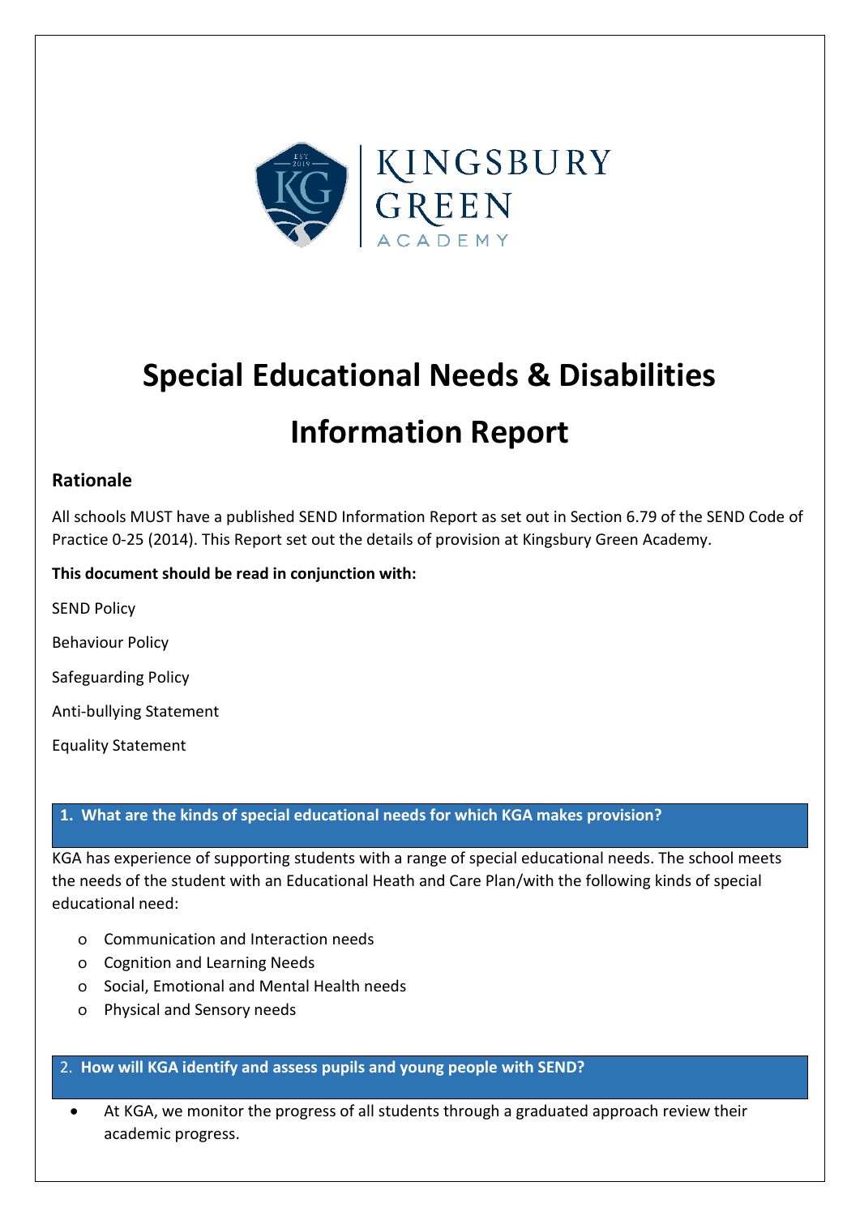# Special Educational Needs & Disabilities Information Report

## Rationale

All schools MUST have a published SEND Information Report as set out in Section 6.79 of the SEND Code of Practice 0-25 (2014). This Report set out the details of provision at Kingsbury Green Academy.

**This document should be read in conjunction with:**

SEND Policy

Behaviour Policy

Safeguarding Policy

Anti-bullying Statement

Equality Statement

### 1. What are the kinds of special educational needs for which KGA makes provision?

KGA has experience of supporting students with a range of special educational needs. The school meets the needs of the student with an Educational Heath and Care Plan/with the following kinds of special educational need:

- Communication and Interaction needs
- Cognition and Learning Needs
- Social, Emotional and Mental Health needs
- Physical and Sensory needs

### 2. How will KGA identify and assess pupils and young people with SEND?

- At KGA, we monitor the progress of all students through a graduated approach review their academic progress.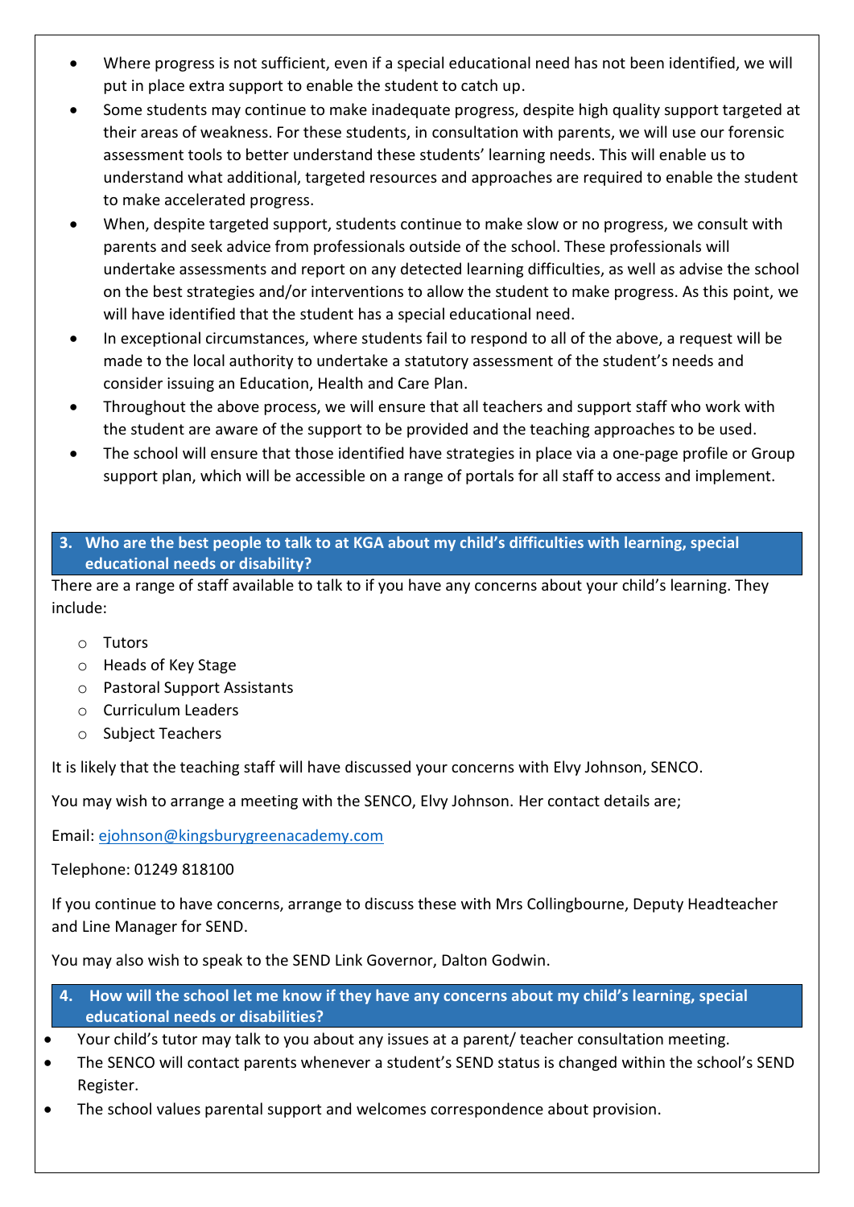- Where progress is not sufficient, even if a special educational need has not been identified, we will put in place extra support to enable the student to catch up.
- Some students may continue to make inadequate progress, despite high quality support targeted at their areas of weakness. For these students, in consultation with parents, we will use our forensic assessment tools to better understand these students' learning needs. This will enable us to understand what additional, targeted resources and approaches are required to enable the student to make accelerated progress.
- When, despite targeted support, students continue to make slow or no progress, we consult with parents and seek advice from professionals outside of the school. These professionals will undertake assessments and report on any detected learning difficulties, as well as advise the school on the best strategies and/or interventions to allow the student to make progress. As this point, we will have identified that the student has a special educational need.
- In exceptional circumstances, where students fail to respond to all of the above, a request will be made to the local authority to undertake a statutory assessment of the student's needs and consider issuing an Education, Health and Care Plan.
- Throughout the above process, we will ensure that all teachers and support staff who work with the student are aware of the support to be provided and the teaching approaches to be used.
- The school will ensure that those identified have strategies in place via a one-page profile or Group support plan, which will be accessible on a range of portals for all staff to access and implement.

## 3. Who are the best people to talk to at KGA about my child's difficulties with learning, special educational needs or disability?

There are a range of staff available to talk to if you have any concerns about your child's learning. They include:

- Tutors
- Heads of Key Stage
- Pastoral Support Assistants
- Curriculum Leaders
- Subject Teachers

It is likely that the teaching staff will have discussed your concerns with Elvy Johnson, SENCO.

You may wish to arrange a meeting with the SENCO, Elvy Johnson. Her contact details are;

Email: ejohnson@kingsburygreenacademy.com

Telephone: 01249 818100

If you continue to have concerns, arrange to discuss these with Mrs Collingbourne, Deputy Headteacher and Line Manager for SEND.

You may also wish to speak to the SEND Link Governor, Dalton Godwin.

## 4. How will the school let me know if they have any concerns about my child's learning, special educational needs or disabilities?

- Your child's tutor may talk to you about any issues at a parent/ teacher consultation meeting.
- The SENCO will contact parents whenever a student's SEND status is changed within the school's SEND Register.
- The school values parental support and welcomes correspondence about provision.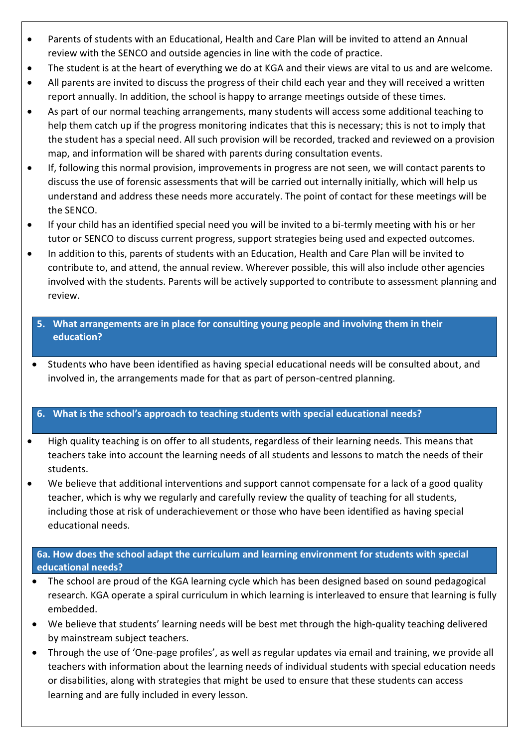- Parents of students with an Educational, Health and Care Plan will be invited to attend an Annual review with the SENCO and outside agencies in line with the code of practice.
- The student is at the heart of everything we do at KGA and their views are vital to us and are welcome.
- All parents are invited to discuss the progress of their child each year and they will received a written report annually. In addition, the school is happy to arrange meetings outside of these times.
- As part of our normal teaching arrangements, many students will access some additional teaching to help them catch up if the progress monitoring indicates that this is necessary; this is not to imply that the student has a special need. All such provision will be recorded, tracked and reviewed on a provision map, and information will be shared with parents during consultation events.
- If, following this normal provision, improvements in progress are not seen, we will contact parents to discuss the use of forensic assessments that will be carried out internally initially, which will help us understand and address these needs more accurately. The point of contact for these meetings will be the SENCO.
- If your child has an identified special need you will be invited to a bi-termly meeting with his or her tutor or SENCO to discuss current progress, support strategies being used and expected outcomes.
- In addition to this, parents of students with an Education, Health and Care Plan will be invited to contribute to, and attend, the annual review. Wherever possible, this will also include other agencies involved with the students. Parents will be actively supported to contribute to assessment planning and review.

## 5. What arrangements are in place for consulting young people and involving them in their education?

- Students who have been identified as having special educational needs will be consulted about, and involved in, the arrangements made for that as part of person-centred planning.

## 6. What is the school's approach to teaching students with special educational needs?

- High quality teaching is on offer to all students, regardless of their learning needs. This means that teachers take into account the learning needs of all students and lessons to match the needs of their students.
- We believe that additional interventions and support cannot compensate for a lack of a good quality teacher, which is why we regularly and carefully review the quality of teaching for all students, including those at risk of underachievement or those who have been identified as having special educational needs.

### 6a. How does the school adapt the curriculum and learning environment for students with special educational needs?

- The school are proud of the KGA learning cycle which has been designed based on sound pedagogical research. KGA operate a spiral curriculum in which learning is interleaved to ensure that learning is fully embedded.
- We believe that students' learning needs will be best met through the high-quality teaching delivered by mainstream subject teachers.
- Through the use of 'One-page profiles', as well as regular updates via email and training, we provide all teachers with information about the learning needs of individual students with special education needs or disabilities, along with strategies that might be used to ensure that these students can access learning and are fully included in every lesson.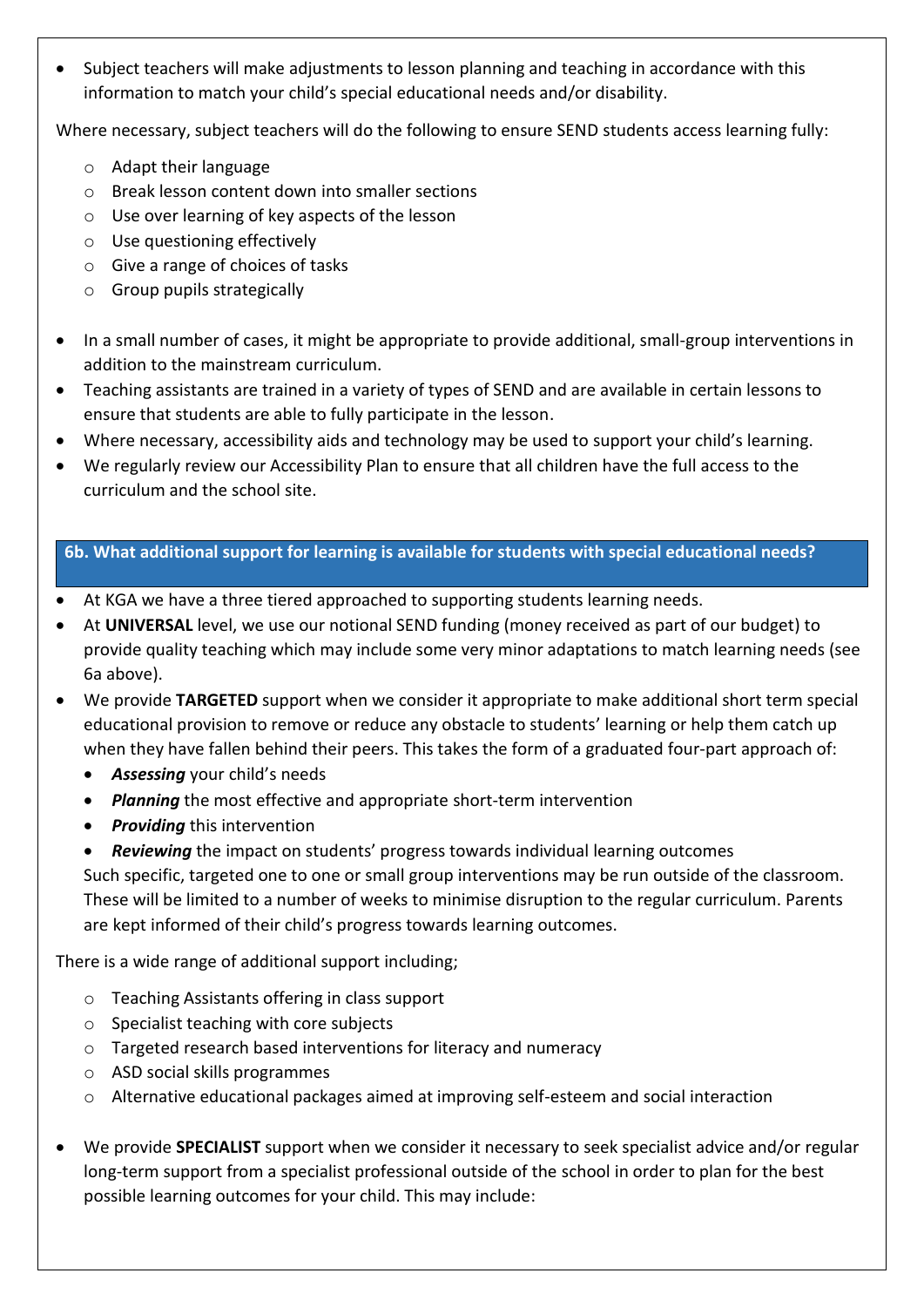- Subject teachers will make adjustments to lesson planning and teaching in accordance with this information to match your child's special educational needs and/or disability.

Where necessary, subject teachers will do the following to ensure SEND students access learning fully:

  - Adapt their language
  - Break lesson content down into smaller sections
  - Use over learning of key aspects of the lesson
  - Use questioning effectively
  - Give a range of choices of tasks
  - Group pupils strategically

- In a small number of cases, it might be appropriate to provide additional, small-group interventions in addition to the mainstream curriculum.
- Teaching assistants are trained in a variety of types of SEND and are available in certain lessons to ensure that students are able to fully participate in the lesson.
- Where necessary, accessibility aids and technology may be used to support your child's learning.
- We regularly review our Accessibility Plan to ensure that all children have the full access to the curriculum and the school site.

## 6b. What additional support for learning is available for students with special educational needs?

- At KGA we have a three tiered approached to supporting students learning needs.
- At **UNIVERSAL** level, we use our notional SEND funding (money received as part of our budget) to provide quality teaching which may include some very minor adaptations to match learning needs (see 6a above).
- We provide **TARGETED** support when we consider it appropriate to make additional short term special educational provision to remove or reduce any obstacle to students' learning or help them catch up when they have fallen behind their peers. This takes the form of a graduated four-part approach of:
  - ***Assessing*** your child's needs
  - ***Planning*** the most effective and appropriate short-term intervention
  - ***Providing*** this intervention
  - ***Reviewing*** the impact on students' progress towards individual learning outcomes

  Such specific, targeted one to one or small group interventions may be run outside of the classroom. These will be limited to a number of weeks to minimise disruption to the regular curriculum. Parents are kept informed of their child's progress towards learning outcomes.

There is a wide range of additional support including;

  - Teaching Assistants offering in class support
  - Specialist teaching with core subjects
  - Targeted research based interventions for literacy and numeracy
  - ASD social skills programmes
  - Alternative educational packages aimed at improving self-esteem and social interaction

- We provide **SPECIALIST** support when we consider it necessary to seek specialist advice and/or regular long-term support from a specialist professional outside of the school in order to plan for the best possible learning outcomes for your child. This may include: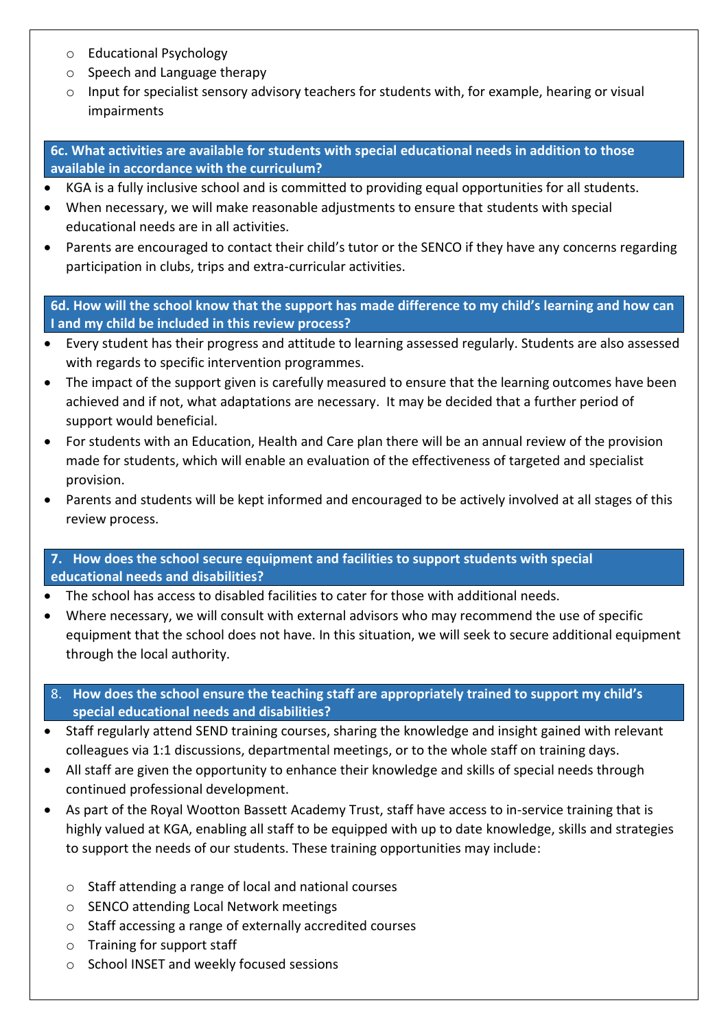- Educational Psychology
- Speech and Language therapy
- Input for specialist sensory advisory teachers for students with, for example, hearing or visual impairments

### 6c. What activities are available for students with special educational needs in addition to those available in accordance with the curriculum?

- KGA is a fully inclusive school and is committed to providing equal opportunities for all students.
- When necessary, we will make reasonable adjustments to ensure that students with special educational needs are in all activities.
- Parents are encouraged to contact their child's tutor or the SENCO if they have any concerns regarding participation in clubs, trips and extra-curricular activities.

### 6d. How will the school know that the support has made difference to my child's learning and how can I and my child be included in this review process?

- Every student has their progress and attitude to learning assessed regularly. Students are also assessed with regards to specific intervention programmes.
- The impact of the support given is carefully measured to ensure that the learning outcomes have been achieved and if not, what adaptations are necessary. It may be decided that a further period of support would beneficial.
- For students with an Education, Health and Care plan there will be an annual review of the provision made for students, which will enable an evaluation of the effectiveness of targeted and specialist provision.
- Parents and students will be kept informed and encouraged to be actively involved at all stages of this review process.

### 7. How does the school secure equipment and facilities to support students with special educational needs and disabilities?

- The school has access to disabled facilities to cater for those with additional needs.
- Where necessary, we will consult with external advisors who may recommend the use of specific equipment that the school does not have. In this situation, we will seek to secure additional equipment through the local authority.

### 8. How does the school ensure the teaching staff are appropriately trained to support my child's special educational needs and disabilities?

- Staff regularly attend SEND training courses, sharing the knowledge and insight gained with relevant colleagues via 1:1 discussions, departmental meetings, or to the whole staff on training days.
- All staff are given the opportunity to enhance their knowledge and skills of special needs through continued professional development.
- As part of the Royal Wootton Bassett Academy Trust, staff have access to in-service training that is highly valued at KGA, enabling all staff to be equipped with up to date knowledge, skills and strategies to support the needs of our students. These training opportunities may include:
  - Staff attending a range of local and national courses
  - SENCO attending Local Network meetings
  - Staff accessing a range of externally accredited courses
  - Training for support staff
  - School INSET and weekly focused sessions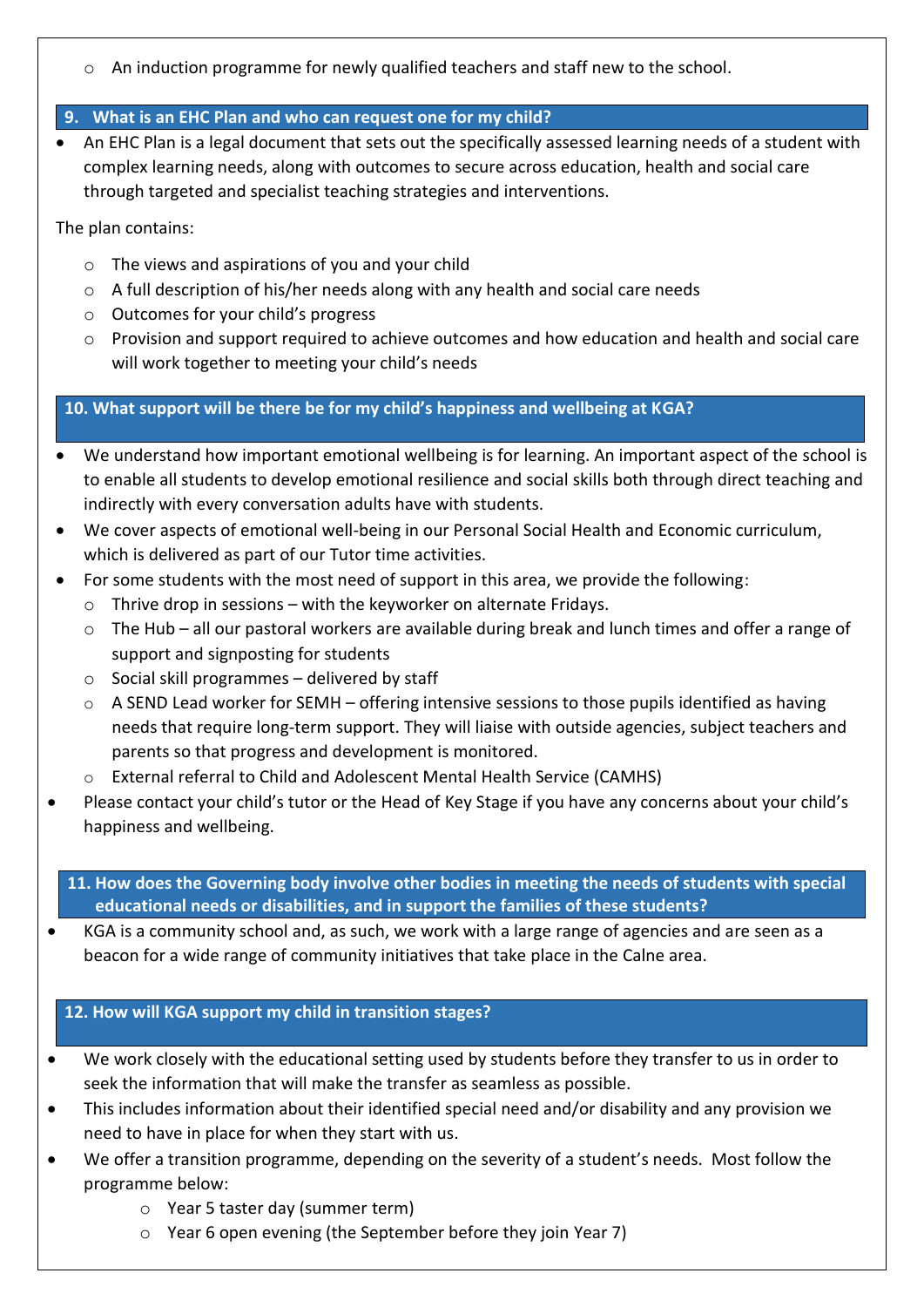- An induction programme for newly qualified teachers and staff new to the school.

## 9. What is an EHC Plan and who can request one for my child?

- An EHC Plan is a legal document that sets out the specifically assessed learning needs of a student with complex learning needs, along with outcomes to secure across education, health and social care through targeted and specialist teaching strategies and interventions.

The plan contains:

- The views and aspirations of you and your child
- A full description of his/her needs along with any health and social care needs
- Outcomes for your child's progress
- Provision and support required to achieve outcomes and how education and health and social care will work together to meeting your child's needs

## 10. What support will be there be for my child's happiness and wellbeing at KGA?

- We understand how important emotional wellbeing is for learning. An important aspect of the school is to enable all students to develop emotional resilience and social skills both through direct teaching and indirectly with every conversation adults have with students.
- We cover aspects of emotional well-being in our Personal Social Health and Economic curriculum, which is delivered as part of our Tutor time activities.
- For some students with the most need of support in this area, we provide the following:
  - Thrive drop in sessions – with the keyworker on alternate Fridays.
  - The Hub – all our pastoral workers are available during break and lunch times and offer a range of support and signposting for students
  - Social skill programmes – delivered by staff
  - A SEND Lead worker for SEMH – offering intensive sessions to those pupils identified as having needs that require long-term support. They will liaise with outside agencies, subject teachers and parents so that progress and development is monitored.
  - External referral to Child and Adolescent Mental Health Service (CAMHS)
- Please contact your child's tutor or the Head of Key Stage if you have any concerns about your child's happiness and wellbeing.

## 11. How does the Governing body involve other bodies in meeting the needs of students with special educational needs or disabilities, and in support the families of these students?

- KGA is a community school and, as such, we work with a large range of agencies and are seen as a beacon for a wide range of community initiatives that take place in the Calne area.

## 12. How will KGA support my child in transition stages?

- We work closely with the educational setting used by students before they transfer to us in order to seek the information that will make the transfer as seamless as possible.
- This includes information about their identified special need and/or disability and any provision we need to have in place for when they start with us.
- We offer a transition programme, depending on the severity of a student's needs. Most follow the programme below:
  - Year 5 taster day (summer term)
  - Year 6 open evening (the September before they join Year 7)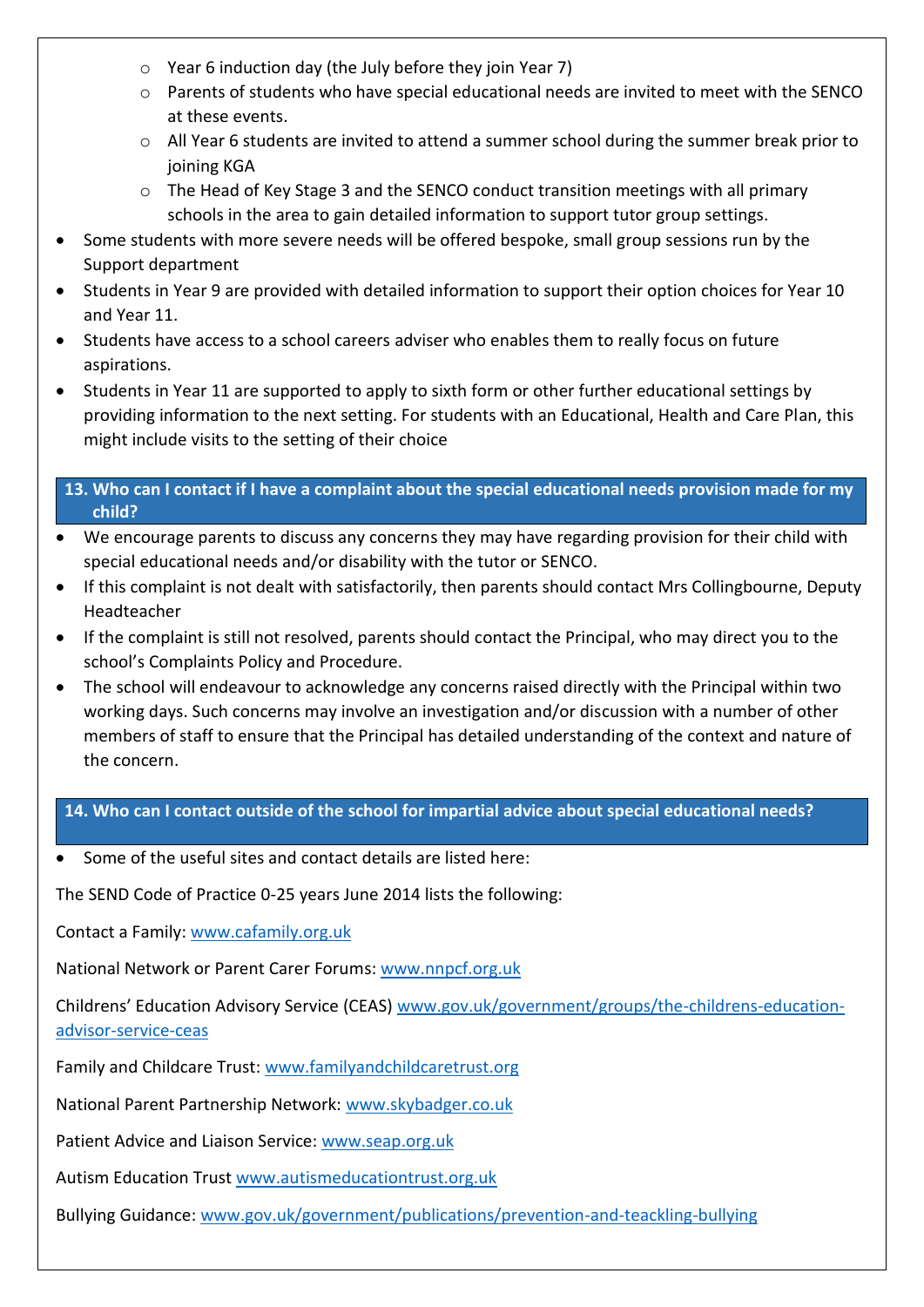- Year 6 induction day (the July before they join Year 7)
  - Parents of students who have special educational needs are invited to meet with the SENCO at these events.
  - All Year 6 students are invited to attend a summer school during the summer break prior to joining KGA
  - The Head of Key Stage 3 and the SENCO conduct transition meetings with all primary schools in the area to gain detailed information to support tutor group settings.
- Some students with more severe needs will be offered bespoke, small group sessions run by the Support department
- Students in Year 9 are provided with detailed information to support their option choices for Year 10 and Year 11.
- Students have access to a school careers adviser who enables them to really focus on future aspirations.
- Students in Year 11 are supported to apply to sixth form or other further educational settings by providing information to the next setting. For students with an Educational, Health and Care Plan, this might include visits to the setting of their choice

## 13. Who can I contact if I have a complaint about the special educational needs provision made for my child?

- We encourage parents to discuss any concerns they may have regarding provision for their child with special educational needs and/or disability with the tutor or SENCO.
- If this complaint is not dealt with satisfactorily, then parents should contact Mrs Collingbourne, Deputy Headteacher
- If the complaint is still not resolved, parents should contact the Principal, who may direct you to the school's Complaints Policy and Procedure.
- The school will endeavour to acknowledge any concerns raised directly with the Principal within two working days. Such concerns may involve an investigation and/or discussion with a number of other members of staff to ensure that the Principal has detailed understanding of the context and nature of the concern.

## 14. Who can I contact outside of the school for impartial advice about special educational needs?

- Some of the useful sites and contact details are listed here:

The SEND Code of Practice 0-25 years June 2014 lists the following:

Contact a Family: www.cafamily.org.uk

National Network or Parent Carer Forums: www.nnpcf.org.uk

Childrens' Education Advisory Service (CEAS) www.gov.uk/government/groups/the-childrens-education-advisor-service-ceas

Family and Childcare Trust: www.familyandchildcaretrust.org

National Parent Partnership Network: www.skybadger.co.uk

Patient Advice and Liaison Service: www.seap.org.uk

Autism Education Trust www.autismeducationtrust.org.uk

Bullying Guidance: www.gov.uk/government/publications/prevention-and-teackling-bullying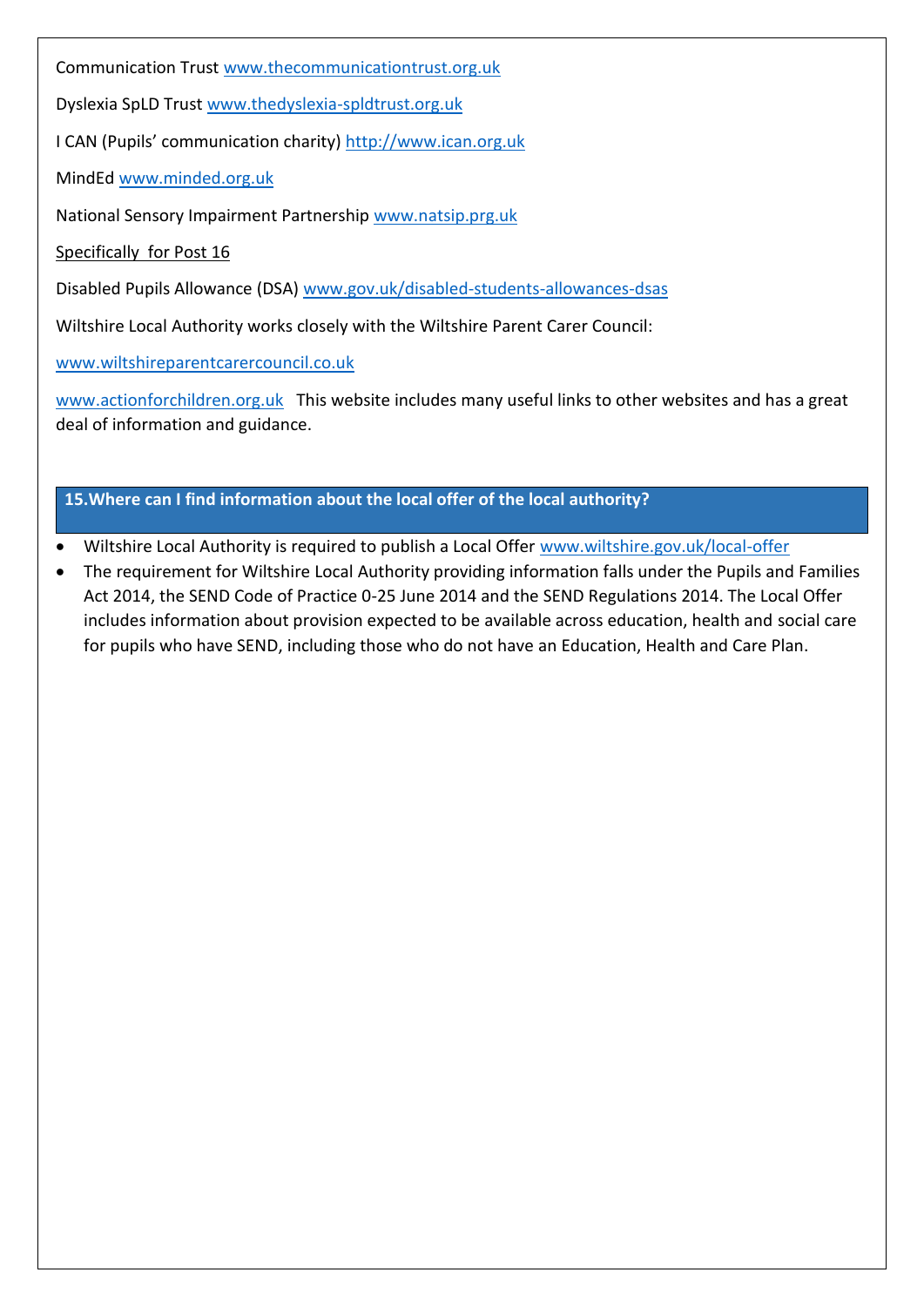Communication Trust www.thecommunicationtrust.org.uk

Dyslexia SpLD Trust www.thedyslexia-spldtrust.org.uk

I CAN (Pupils' communication charity) http://www.ican.org.uk

MindEd www.minded.org.uk

National Sensory Impairment Partnership www.natsip.prg.uk

Specifically for Post 16

Disabled Pupils Allowance (DSA) www.gov.uk/disabled-students-allowances-dsas

Wiltshire Local Authority works closely with the Wiltshire Parent Carer Council:

www.wiltshireparentcarercouncil.co.uk

www.actionforchildren.org.uk This website includes many useful links to other websites and has a great deal of information and guidance.

## 15.Where can I find information about the local offer of the local authority?

- Wiltshire Local Authority is required to publish a Local Offer www.wiltshire.gov.uk/local-offer
- The requirement for Wiltshire Local Authority providing information falls under the Pupils and Families Act 2014, the SEND Code of Practice 0-25 June 2014 and the SEND Regulations 2014. The Local Offer includes information about provision expected to be available across education, health and social care for pupils who have SEND, including those who do not have an Education, Health and Care Plan.